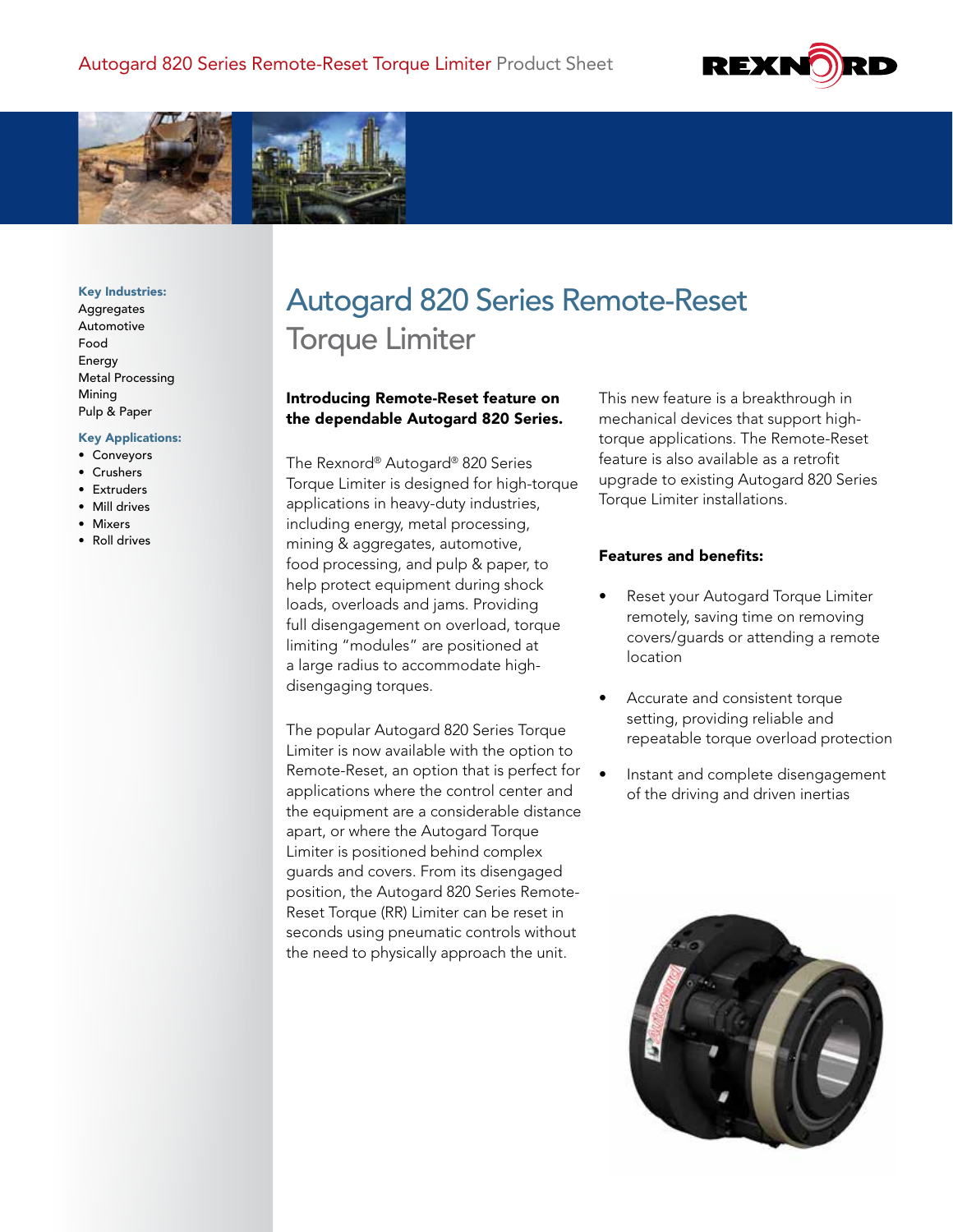Autogard 820 Series Remote-Reset Torque Limiter Product Sheet

**Key Industries:**
Aggregates
Automotive
Food
Energy
Metal Processing
Mining
Pulp & Paper

**Key Applications:**
- Conveyors
- Crushers
- Extruders
- Mill drives
- Mixers
- Roll drives

# Autogard 820 Series Remote-Reset Torque Limiter

**Introducing Remote-Reset feature on the dependable Autogard 820 Series.**

The Rexnord® Autogard® 820 Series Torque Limiter is designed for high-torque applications in heavy-duty industries, including energy, metal processing, mining & aggregates, automotive, food processing, and pulp & paper, to help protect equipment during shock loads, overloads and jams. Providing full disengagement on overload, torque limiting "modules" are positioned at a large radius to accommodate high-disengaging torques.

The popular Autogard 820 Series Torque Limiter is now available with the option to Remote-Reset, an option that is perfect for applications where the control center and the equipment are a considerable distance apart, or where the Autogard Torque Limiter is positioned behind complex guards and covers. From its disengaged position, the Autogard 820 Series Remote-Reset Torque (RR) Limiter can be reset in seconds using pneumatic controls without the need to physically approach the unit.

This new feature is a breakthrough in mechanical devices that support high-torque applications. The Remote-Reset feature is also available as a retrofit upgrade to existing Autogard 820 Series Torque Limiter installations.

**Features and benefits:**

- Reset your Autogard Torque Limiter remotely, saving time on removing covers/guards or attending a remote location
- Accurate and consistent torque setting, providing reliable and repeatable torque overload protection
- Instant and complete disengagement of the driving and driven inertias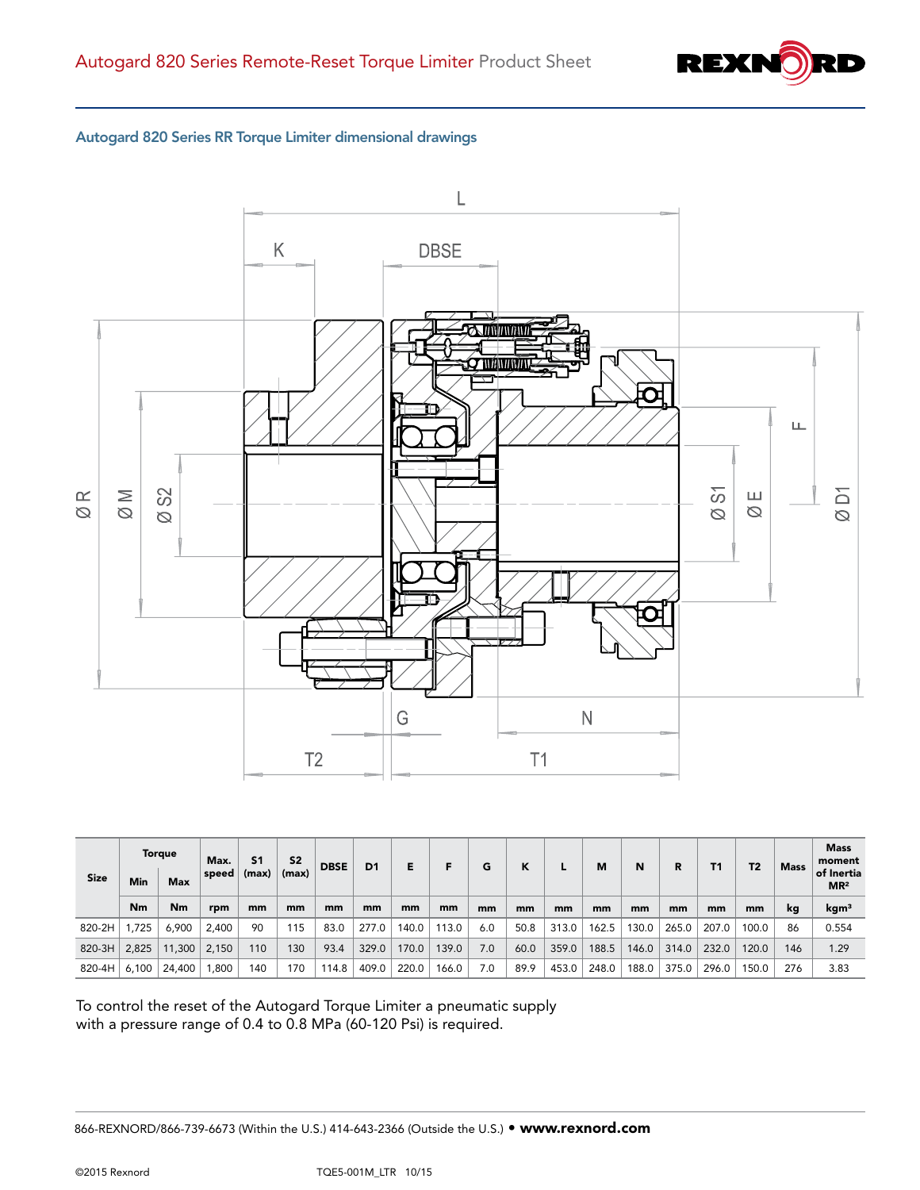## Autogard 820 Series RR Torque Limiter dimensional drawings

L
K
DBSE
Ø R
Ø M
Ø S2
Ø S1
Ø E
F
Ø D1
G
N
T2
T1

| Size | Torque | | Max. speed | S1 (max) | S2 (max) | DBSE | D1 | E | F | G | K | L | M | N | R | T1 | T2 | Mass | Mass moment of Inertia MR² |
|---|---|---|---|---|---|---|---|---|---|---|---|---|---|---|---|---|---|---|---|
| | Min | Max | | | | | | | | | | | | | | | | | |
| | Nm | Nm | rpm | mm | mm | mm | mm | mm | mm | mm | mm | mm | mm | mm | mm | mm | mm | kg | kgm³ |
| 820-2H | 1,725 | 6,900 | 2,400 | 90 | 115 | 83.0 | 277.0 | 140.0 | 113.0 | 6.0 | 50.8 | 313.0 | 162.5 | 130.0 | 265.0 | 207.0 | 100.0 | 86 | 0.554 |
| 820-3H | 2,825 | 11,300 | 2,150 | 110 | 130 | 93.4 | 329.0 | 170.0 | 139.0 | 7.0 | 60.0 | 359.0 | 188.5 | 146.0 | 314.0 | 232.0 | 120.0 | 146 | 1.29 |
| 820-4H | 6,100 | 24,400 | 1,800 | 140 | 170 | 114.8 | 409.0 | 220.0 | 166.0 | 7.0 | 89.9 | 453.0 | 248.0 | 188.0 | 375.0 | 296.0 | 150.0 | 276 | 3.83 |

To control the reset of the Autogard Torque Limiter a pneumatic supply with a pressure range of 0.4 to 0.8 MPa (60-120 Psi) is required.

866-REXNORD/866-739-6673 (Within the U.S.) 414-643-2366 (Outside the U.S.) • **www.rexnord.com**

©2015 Rexnord TQE5-001M_LTR 10/15